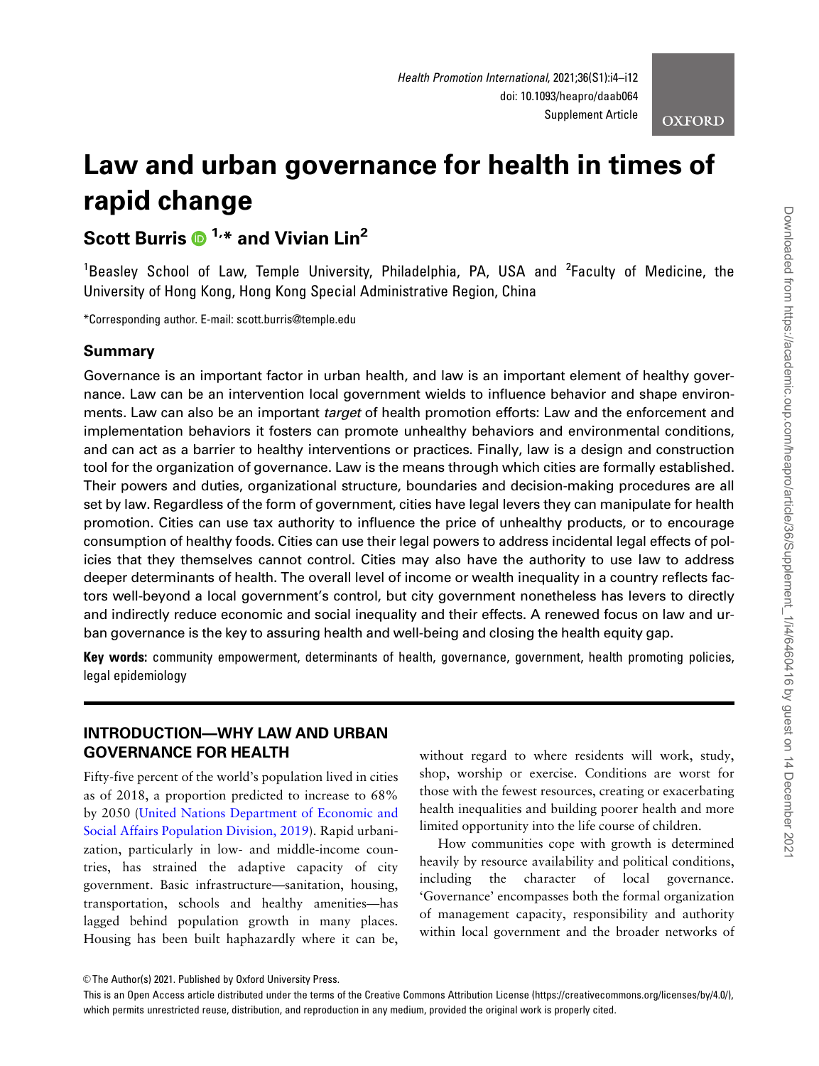# Law and urban governance for health in times of rapid change

**Scott Burris [1,*] and Vivian Lin [2]**

[1]Beasley School of Law, Temple University, Philadelphia, PA, USA and [2]Faculty of Medicine, the University of Hong Kong, Hong Kong Special Administrative Region, China

*Corresponding author. E-mail: scott.burris@temple.edu

## Summary

Governance is an important factor in urban health, and law is an important element of healthy governance. Law can be an intervention local government wields to influence behavior and shape environments. Law can also be an important *target* of health promotion efforts: Law and the enforcement and implementation behaviors it fosters can promote unhealthy behaviors and environmental conditions, and can act as a barrier to healthy interventions or practices. Finally, law is a design and construction tool for the organization of governance. Law is the means through which cities are formally established. Their powers and duties, organizational structure, boundaries and decision-making procedures are all set by law. Regardless of the form of government, cities have legal levers they can manipulate for health promotion. Cities can use tax authority to influence the price of unhealthy products, or to encourage consumption of healthy foods. Cities can use their legal powers to address incidental legal effects of policies that they themselves cannot control. Cities may also have the authority to use law to address deeper determinants of health. The overall level of income or wealth inequality in a country reflects factors well-beyond a local government's control, but city government nonetheless has levers to directly and indirectly reduce economic and social inequality and their effects. A renewed focus on law and urban governance is the key to assuring health and well-being and closing the health equity gap.

**Key words:** community empowerment, determinants of health, governance, government, health promoting policies, legal epidemiology

## INTRODUCTION—WHY LAW AND URBAN GOVERNANCE FOR HEALTH

Fifty-five percent of the world's population lived in cities as of 2018, a proportion predicted to increase to 68% by 2050 (United Nations Department of Economic and Social Affairs Population Division, 2019). Rapid urbanization, particularly in low- and middle-income countries, has strained the adaptive capacity of city government. Basic infrastructure—sanitation, housing, transportation, schools and healthy amenities—has lagged behind population growth in many places. Housing has been built haphazardly where it can be, without regard to where residents will work, study, shop, worship or exercise. Conditions are worst for those with the fewest resources, creating or exacerbating health inequalities and building poorer health and more limited opportunity into the life course of children.

How communities cope with growth is determined heavily by resource availability and political conditions, including the character of local governance. 'Governance' encompasses both the formal organization of management capacity, responsibility and authority within local government and the broader networks of

© The Author(s) 2021. Published by Oxford University Press.

This is an Open Access article distributed under the terms of the Creative Commons Attribution License (https://creativecommons.org/licenses/by/4.0/), which permits unrestricted reuse, distribution, and reproduction in any medium, provided the original work is properly cited.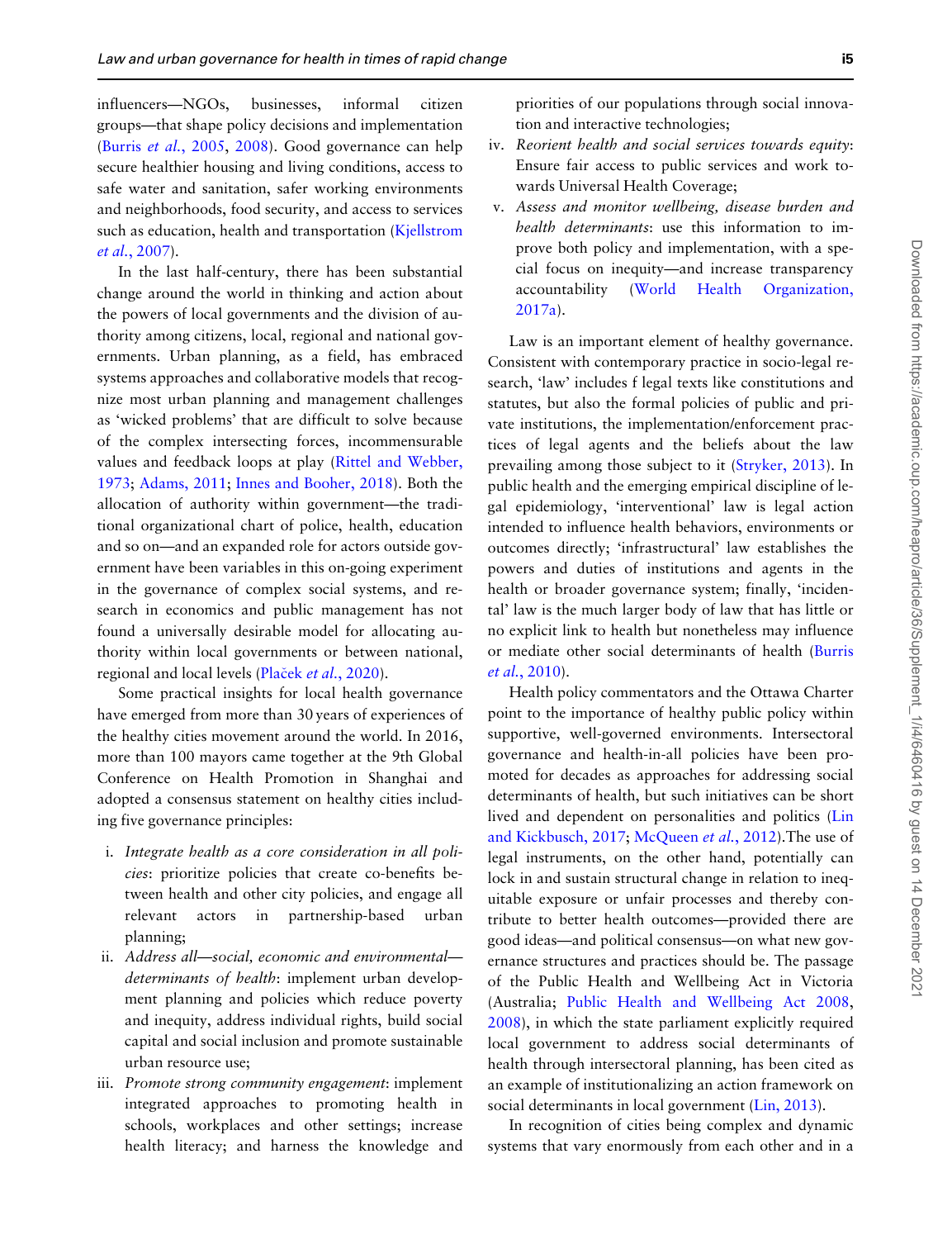influencers—NGOs, businesses, informal citizen groups—that shape policy decisions and implementation (Burris *et al.*, 2005, 2008). Good governance can help secure healthier housing and living conditions, access to safe water and sanitation, safer working environments and neighborhoods, food security, and access to services such as education, health and transportation (Kjellstrom *et al.*, 2007).

In the last half-century, there has been substantial change around the world in thinking and action about the powers of local governments and the division of authority among citizens, local, regional and national governments. Urban planning, as a field, has embraced systems approaches and collaborative models that recognize most urban planning and management challenges as 'wicked problems' that are difficult to solve because of the complex intersecting forces, incommensurable values and feedback loops at play (Rittel and Webber, 1973; Adams, 2011; Innes and Booher, 2018). Both the allocation of authority within government—the traditional organizational chart of police, health, education and so on—and an expanded role for actors outside government have been variables in this on-going experiment in the governance of complex social systems, and research in economics and public management has not found a universally desirable model for allocating authority within local governments or between national, regional and local levels (Plaček *et al.*, 2020).

Some practical insights for local health governance have emerged from more than 30 years of experiences of the healthy cities movement around the world. In 2016, more than 100 mayors came together at the 9th Global Conference on Health Promotion in Shanghai and adopted a consensus statement on healthy cities including five governance principles:

i. *Integrate health as a core consideration in all policies*: prioritize policies that create co-benefits between health and other city policies, and engage all relevant actors in partnership-based urban planning;
ii. *Address all—social, economic and environmental—determinants of health*: implement urban development planning and policies which reduce poverty and inequity, address individual rights, build social capital and social inclusion and promote sustainable urban resource use;
iii. *Promote strong community engagement*: implement integrated approaches to promoting health in schools, workplaces and other settings; increase health literacy; and harness the knowledge and priorities of our populations through social innovation and interactive technologies;
iv. *Reorient health and social services towards equity*: Ensure fair access to public services and work towards Universal Health Coverage;
v. *Assess and monitor wellbeing, disease burden and health determinants*: use this information to improve both policy and implementation, with a special focus on inequity—and increase transparency accountability (World Health Organization, 2017a).

Law is an important element of healthy governance. Consistent with contemporary practice in socio-legal research, 'law' includes f legal texts like constitutions and statutes, but also the formal policies of public and private institutions, the implementation/enforcement practices of legal agents and the beliefs about the law prevailing among those subject to it (Stryker, 2013). In public health and the emerging empirical discipline of legal epidemiology, 'interventional' law is legal action intended to influence health behaviors, environments or outcomes directly; 'infrastructural' law establishes the powers and duties of institutions and agents in the health or broader governance system; finally, 'incidental' law is the much larger body of law that has little or no explicit link to health but nonetheless may influence or mediate other social determinants of health (Burris *et al.*, 2010).

Health policy commentators and the Ottawa Charter point to the importance of healthy public policy within supportive, well-governed environments. Intersectoral governance and health-in-all policies have been promoted for decades as approaches for addressing social determinants of health, but such initiatives can be short lived and dependent on personalities and politics (Lin and Kickbusch, 2017; McQueen *et al.*, 2012).The use of legal instruments, on the other hand, potentially can lock in and sustain structural change in relation to inequitable exposure or unfair processes and thereby contribute to better health outcomes—provided there are good ideas—and political consensus—on what new governance structures and practices should be. The passage of the Public Health and Wellbeing Act in Victoria (Australia; Public Health and Wellbeing Act 2008, 2008), in which the state parliament explicitly required local government to address social determinants of health through intersectoral planning, has been cited as an example of institutionalizing an action framework on social determinants in local government (Lin, 2013).

In recognition of cities being complex and dynamic systems that vary enormously from each other and in a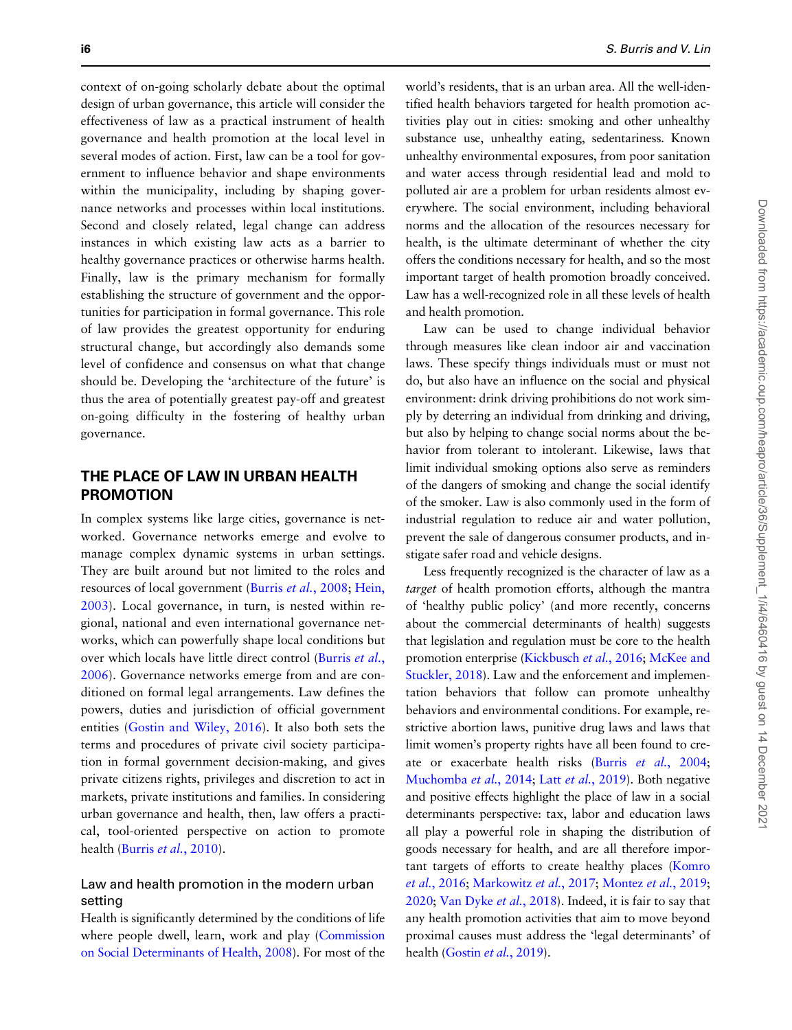context of on-going scholarly debate about the optimal design of urban governance, this article will consider the effectiveness of law as a practical instrument of health governance and health promotion at the local level in several modes of action. First, law can be a tool for government to influence behavior and shape environments within the municipality, including by shaping governance networks and processes within local institutions. Second and closely related, legal change can address instances in which existing law acts as a barrier to healthy governance practices or otherwise harms health. Finally, law is the primary mechanism for formally establishing the structure of government and the opportunities for participation in formal governance. This role of law provides the greatest opportunity for enduring structural change, but accordingly also demands some level of confidence and consensus on what that change should be. Developing the 'architecture of the future' is thus the area of potentially greatest pay-off and greatest on-going difficulty in the fostering of healthy urban governance.

## THE PLACE OF LAW IN URBAN HEALTH PROMOTION

In complex systems like large cities, governance is networked. Governance networks emerge and evolve to manage complex dynamic systems in urban settings. They are built around but not limited to the roles and resources of local government (Burris *et al.*, 2008; Hein, 2003). Local governance, in turn, is nested within regional, national and even international governance networks, which can powerfully shape local conditions but over which locals have little direct control (Burris *et al.*, 2006). Governance networks emerge from and are conditioned on formal legal arrangements. Law defines the powers, duties and jurisdiction of official government entities (Gostin and Wiley, 2016). It also both sets the terms and procedures of private civil society participation in formal government decision-making, and gives private citizens rights, privileges and discretion to act in markets, private institutions and families. In considering urban governance and health, then, law offers a practical, tool-oriented perspective on action to promote health (Burris *et al.*, 2010).

### Law and health promotion in the modern urban setting

Health is significantly determined by the conditions of life where people dwell, learn, work and play (Commission on Social Determinants of Health, 2008). For most of the world's residents, that is an urban area. All the well-identified health behaviors targeted for health promotion activities play out in cities: smoking and other unhealthy substance use, unhealthy eating, sedentariness. Known unhealthy environmental exposures, from poor sanitation and water access through residential lead and mold to polluted air are a problem for urban residents almost everywhere. The social environment, including behavioral norms and the allocation of the resources necessary for health, is the ultimate determinant of whether the city offers the conditions necessary for health, and so the most important target of health promotion broadly conceived. Law has a well-recognized role in all these levels of health and health promotion.

Law can be used to change individual behavior through measures like clean indoor air and vaccination laws. These specify things individuals must or must not do, but also have an influence on the social and physical environment: drink driving prohibitions do not work simply by deterring an individual from drinking and driving, but also by helping to change social norms about the behavior from tolerant to intolerant. Likewise, laws that limit individual smoking options also serve as reminders of the dangers of smoking and change the social identify of the smoker. Law is also commonly used in the form of industrial regulation to reduce air and water pollution, prevent the sale of dangerous consumer products, and instigate safer road and vehicle designs.

Less frequently recognized is the character of law as a *target* of health promotion efforts, although the mantra of 'healthy public policy' (and more recently, concerns about the commercial determinants of health) suggests that legislation and regulation must be core to the health promotion enterprise (Kickbusch *et al.*, 2016; McKee and Stuckler, 2018). Law and the enforcement and implementation behaviors that follow can promote unhealthy behaviors and environmental conditions. For example, restrictive abortion laws, punitive drug laws and laws that limit women's property rights have all been found to create or exacerbate health risks (Burris *et al.*, 2004; Muchomba *et al.*, 2014; Latt *et al.*, 2019). Both negative and positive effects highlight the place of law in a social determinants perspective: tax, labor and education laws all play a powerful role in shaping the distribution of goods necessary for health, and are all therefore important targets of efforts to create healthy places (Komro *et al.*, 2016; Markowitz *et al.*, 2017; Montez *et al.*, 2019; 2020; Van Dyke *et al.*, 2018). Indeed, it is fair to say that any health promotion activities that aim to move beyond proximal causes must address the 'legal determinants' of health (Gostin *et al.*, 2019).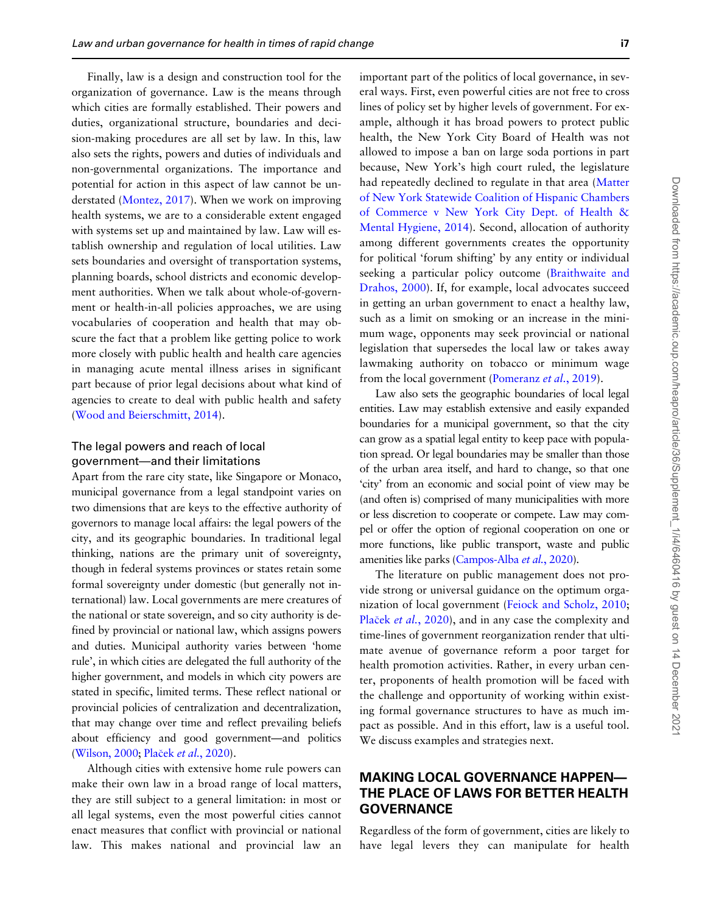Finally, law is a design and construction tool for the organization of governance. Law is the means through which cities are formally established. Their powers and duties, organizational structure, boundaries and decision-making procedures are all set by law. In this, law also sets the rights, powers and duties of individuals and non-governmental organizations. The importance and potential for action in this aspect of law cannot be understated (Montez, 2017). When we work on improving health systems, we are to a considerable extent engaged with systems set up and maintained by law. Law will establish ownership and regulation of local utilities. Law sets boundaries and oversight of transportation systems, planning boards, school districts and economic development authorities. When we talk about whole-of-government or health-in-all policies approaches, we are using vocabularies of cooperation and health that may obscure the fact that a problem like getting police to work more closely with public health and health care agencies in managing acute mental illness arises in significant part because of prior legal decisions about what kind of agencies to create to deal with public health and safety (Wood and Beierschmitt, 2014).

### The legal powers and reach of local government—and their limitations

Apart from the rare city state, like Singapore or Monaco, municipal governance from a legal standpoint varies on two dimensions that are keys to the effective authority of governors to manage local affairs: the legal powers of the city, and its geographic boundaries. In traditional legal thinking, nations are the primary unit of sovereignty, though in federal systems provinces or states retain some formal sovereignty under domestic (but generally not international) law. Local governments are mere creatures of the national or state sovereign, and so city authority is defined by provincial or national law, which assigns powers and duties. Municipal authority varies between 'home rule', in which cities are delegated the full authority of the higher government, and models in which city powers are stated in specific, limited terms. These reflect national or provincial policies of centralization and decentralization, that may change over time and reflect prevailing beliefs about efficiency and good government—and politics (Wilson, 2000; Plaček *et al.*, 2020).

Although cities with extensive home rule powers can make their own law in a broad range of local matters, they are still subject to a general limitation: in most or all legal systems, even the most powerful cities cannot enact measures that conflict with provincial or national law. This makes national and provincial law an important part of the politics of local governance, in several ways. First, even powerful cities are not free to cross lines of policy set by higher levels of government. For example, although it has broad powers to protect public health, the New York City Board of Health was not allowed to impose a ban on large soda portions in part because, New York's high court ruled, the legislature had repeatedly declined to regulate in that area (Matter of New York Statewide Coalition of Hispanic Chambers of Commerce v New York City Dept. of Health & Mental Hygiene, 2014). Second, allocation of authority among different governments creates the opportunity for political 'forum shifting' by any entity or individual seeking a particular policy outcome (Braithwaite and Drahos, 2000). If, for example, local advocates succeed in getting an urban government to enact a healthy law, such as a limit on smoking or an increase in the minimum wage, opponents may seek provincial or national legislation that supersedes the local law or takes away lawmaking authority on tobacco or minimum wage from the local government (Pomeranz *et al.*, 2019).

Law also sets the geographic boundaries of local legal entities. Law may establish extensive and easily expanded boundaries for a municipal government, so that the city can grow as a spatial legal entity to keep pace with population spread. Or legal boundaries may be smaller than those of the urban area itself, and hard to change, so that one 'city' from an economic and social point of view may be (and often is) comprised of many municipalities with more or less discretion to cooperate or compete. Law may compel or offer the option of regional cooperation on one or more functions, like public transport, waste and public amenities like parks (Campos-Alba *et al.*, 2020).

The literature on public management does not provide strong or universal guidance on the optimum organization of local government (Feiock and Scholz, 2010; Plaček *et al.*, 2020), and in any case the complexity and time-lines of government reorganization render that ultimate avenue of governance reform a poor target for health promotion activities. Rather, in every urban center, proponents of health promotion will be faced with the challenge and opportunity of working within existing formal governance structures to have as much impact as possible. And in this effort, law is a useful tool. We discuss examples and strategies next.

## MAKING LOCAL GOVERNANCE HAPPEN—THE PLACE OF LAWS FOR BETTER HEALTH GOVERNANCE

Regardless of the form of government, cities are likely to have legal levers they can manipulate for health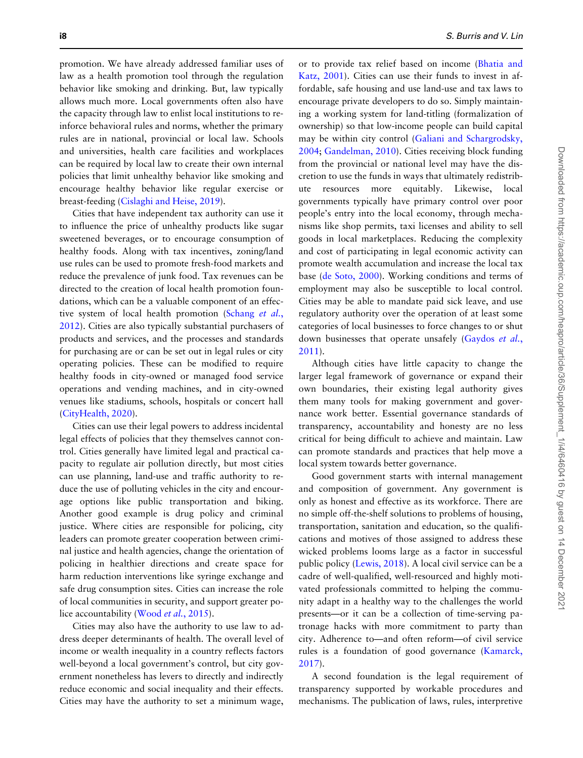promotion. We have already addressed familiar uses of law as a health promotion tool through the regulation behavior like smoking and drinking. But, law typically allows much more. Local governments often also have the capacity through law to enlist local institutions to reinforce behavioral rules and norms, whether the primary rules are in national, provincial or local law. Schools and universities, health care facilities and workplaces can be required by local law to create their own internal policies that limit unhealthy behavior like smoking and encourage healthy behavior like regular exercise or breast-feeding (Cislaghi and Heise, 2019).

Cities that have independent tax authority can use it to influence the price of unhealthy products like sugar sweetened beverages, or to encourage consumption of healthy foods. Along with tax incentives, zoning/land use rules can be used to promote fresh-food markets and reduce the prevalence of junk food. Tax revenues can be directed to the creation of local health promotion foundations, which can be a valuable component of an effective system of local health promotion (Schang *et al.*, 2012). Cities are also typically substantial purchasers of products and services, and the processes and standards for purchasing are or can be set out in legal rules or city operating policies. These can be modified to require healthy foods in city-owned or managed food service operations and vending machines, and in city-owned venues like stadiums, schools, hospitals or concert hall (CityHealth, 2020).

Cities can use their legal powers to address incidental legal effects of policies that they themselves cannot control. Cities generally have limited legal and practical capacity to regulate air pollution directly, but most cities can use planning, land-use and traffic authority to reduce the use of polluting vehicles in the city and encourage options like public transportation and biking. Another good example is drug policy and criminal justice. Where cities are responsible for policing, city leaders can promote greater cooperation between criminal justice and health agencies, change the orientation of policing in healthier directions and create space for harm reduction interventions like syringe exchange and safe drug consumption sites. Cities can increase the role of local communities in security, and support greater police accountability (Wood *et al.*, 2015).

Cities may also have the authority to use law to address deeper determinants of health. The overall level of income or wealth inequality in a country reflects factors well-beyond a local government's control, but city government nonetheless has levers to directly and indirectly reduce economic and social inequality and their effects. Cities may have the authority to set a minimum wage, or to provide tax relief based on income (Bhatia and Katz, 2001). Cities can use their funds to invest in affordable, safe housing and use land-use and tax laws to encourage private developers to do so. Simply maintaining a working system for land-titling (formalization of ownership) so that low-income people can build capital may be within city control (Galiani and Schargrodsky, 2004; Gandelman, 2010). Cities receiving block funding from the provincial or national level may have the discretion to use the funds in ways that ultimately redistribute resources more equitably. Likewise, local governments typically have primary control over poor people's entry into the local economy, through mechanisms like shop permits, taxi licenses and ability to sell goods in local marketplaces. Reducing the complexity and cost of participating in legal economic activity can promote wealth accumulation and increase the local tax base (de Soto, 2000). Working conditions and terms of employment may also be susceptible to local control. Cities may be able to mandate paid sick leave, and use regulatory authority over the operation of at least some categories of local businesses to force changes to or shut down businesses that operate unsafely (Gaydos *et al.*, 2011).

Although cities have little capacity to change the larger legal framework of governance or expand their own boundaries, their existing legal authority gives them many tools for making government and governance work better. Essential governance standards of transparency, accountability and honesty are no less critical for being difficult to achieve and maintain. Law can promote standards and practices that help move a local system towards better governance.

Good government starts with internal management and composition of government. Any government is only as honest and effective as its workforce. There are no simple off-the-shelf solutions to problems of housing, transportation, sanitation and education, so the qualifications and motives of those assigned to address these wicked problems looms large as a factor in successful public policy (Lewis, 2018). A local civil service can be a cadre of well-qualified, well-resourced and highly motivated professionals committed to helping the community adapt in a healthy way to the challenges the world presents—or it can be a collection of time-serving patronage hacks with more commitment to party than city. Adherence to—and often reform—of civil service rules is a foundation of good governance (Kamarck, 2017).

A second foundation is the legal requirement of transparency supported by workable procedures and mechanisms. The publication of laws, rules, interpretive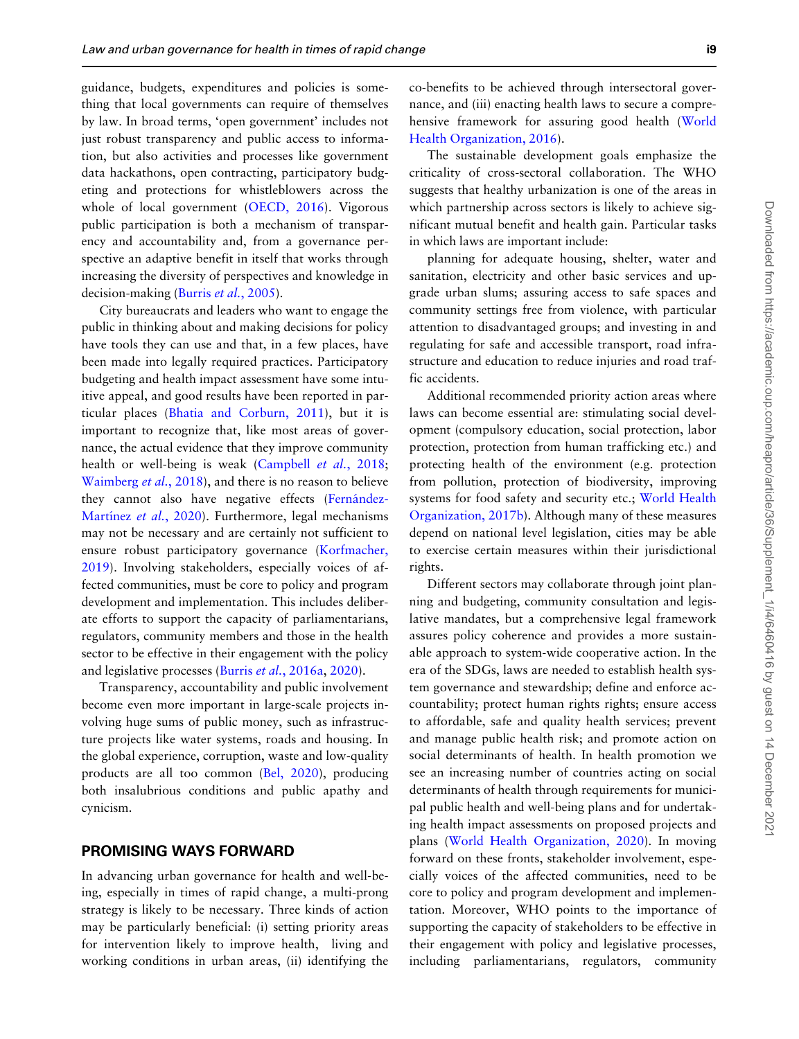guidance, budgets, expenditures and policies is something that local governments can require of themselves by law. In broad terms, 'open government' includes not just robust transparency and public access to information, but also activities and processes like government data hackathons, open contracting, participatory budgeting and protections for whistleblowers across the whole of local government (OECD, 2016). Vigorous public participation is both a mechanism of transparency and accountability and, from a governance perspective an adaptive benefit in itself that works through increasing the diversity of perspectives and knowledge in decision-making (Burris *et al.*, 2005).

City bureaucrats and leaders who want to engage the public in thinking about and making decisions for policy have tools they can use and that, in a few places, have been made into legally required practices. Participatory budgeting and health impact assessment have some intuitive appeal, and good results have been reported in particular places (Bhatia and Corburn, 2011), but it is important to recognize that, like most areas of governance, the actual evidence that they improve community health or well-being is weak (Campbell *et al.*, 2018; Waimberg *et al.*, 2018), and there is no reason to believe they cannot also have negative effects (Fernández-Martínez *et al.*, 2020). Furthermore, legal mechanisms may not be necessary and are certainly not sufficient to ensure robust participatory governance (Korfmacher, 2019). Involving stakeholders, especially voices of affected communities, must be core to policy and program development and implementation. This includes deliberate efforts to support the capacity of parliamentarians, regulators, community members and those in the health sector to be effective in their engagement with the policy and legislative processes (Burris *et al.*, 2016a, 2020).

Transparency, accountability and public involvement become even more important in large-scale projects involving huge sums of public money, such as infrastructure projects like water systems, roads and housing. In the global experience, corruption, waste and low-quality products are all too common (Bel, 2020), producing both insalubrious conditions and public apathy and cynicism.

## PROMISING WAYS FORWARD

In advancing urban governance for health and well-being, especially in times of rapid change, a multi-prong strategy is likely to be necessary. Three kinds of action may be particularly beneficial: (i) setting priority areas for intervention likely to improve health, living and working conditions in urban areas, (ii) identifying the co-benefits to be achieved through intersectoral governance, and (iii) enacting health laws to secure a comprehensive framework for assuring good health (World Health Organization, 2016).

The sustainable development goals emphasize the criticality of cross-sectoral collaboration. The WHO suggests that healthy urbanization is one of the areas in which partnership across sectors is likely to achieve significant mutual benefit and health gain. Particular tasks in which laws are important include:

planning for adequate housing, shelter, water and sanitation, electricity and other basic services and upgrade urban slums; assuring access to safe spaces and community settings free from violence, with particular attention to disadvantaged groups; and investing in and regulating for safe and accessible transport, road infrastructure and education to reduce injuries and road traffic accidents.

Additional recommended priority action areas where laws can become essential are: stimulating social development (compulsory education, social protection, labor protection, protection from human trafficking etc.) and protecting health of the environment (e.g. protection from pollution, protection of biodiversity, improving systems for food safety and security etc.; World Health Organization, 2017b). Although many of these measures depend on national level legislation, cities may be able to exercise certain measures within their jurisdictional rights.

Different sectors may collaborate through joint planning and budgeting, community consultation and legislative mandates, but a comprehensive legal framework assures policy coherence and provides a more sustainable approach to system-wide cooperative action. In the era of the SDGs, laws are needed to establish health system governance and stewardship; define and enforce accountability; protect human rights rights; ensure access to affordable, safe and quality health services; prevent and manage public health risk; and promote action on social determinants of health. In health promotion we see an increasing number of countries acting on social determinants of health through requirements for municipal public health and well-being plans and for undertaking health impact assessments on proposed projects and plans (World Health Organization, 2020). In moving forward on these fronts, stakeholder involvement, especially voices of the affected communities, need to be core to policy and program development and implementation. Moreover, WHO points to the importance of supporting the capacity of stakeholders to be effective in their engagement with policy and legislative processes, including parliamentarians, regulators, community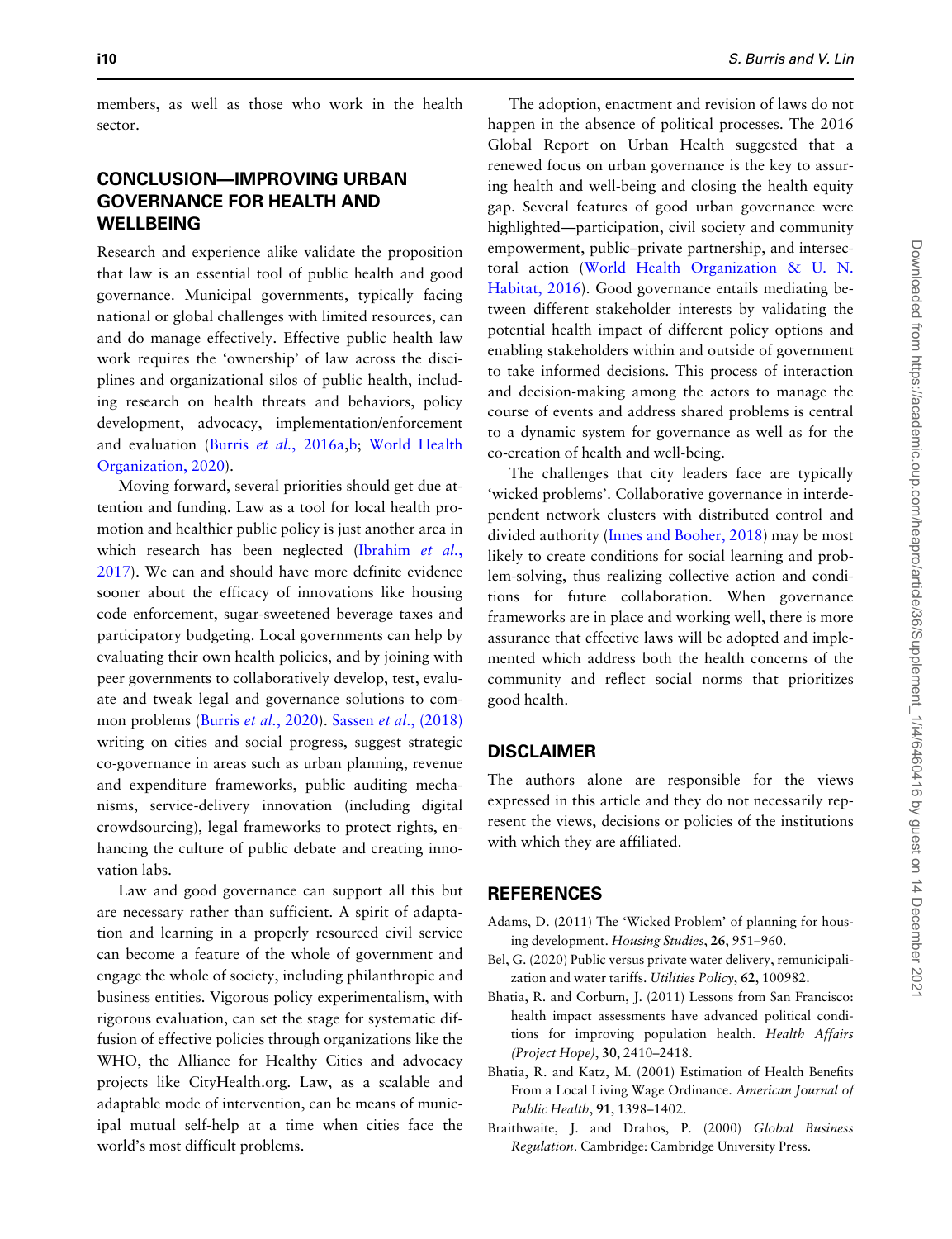members, as well as those who work in the health sector.

## CONCLUSION—IMPROVING URBAN GOVERNANCE FOR HEALTH AND WELLBEING

Research and experience alike validate the proposition that law is an essential tool of public health and good governance. Municipal governments, typically facing national or global challenges with limited resources, can and do manage effectively. Effective public health law work requires the 'ownership' of law across the disciplines and organizational silos of public health, including research on health threats and behaviors, policy development, advocacy, implementation/enforcement and evaluation (Burris *et al.*, 2016a,b; World Health Organization, 2020).

Moving forward, several priorities should get due attention and funding. Law as a tool for local health promotion and healthier public policy is just another area in which research has been neglected (Ibrahim *et al.*, 2017). We can and should have more definite evidence sooner about the efficacy of innovations like housing code enforcement, sugar-sweetened beverage taxes and participatory budgeting. Local governments can help by evaluating their own health policies, and by joining with peer governments to collaboratively develop, test, evaluate and tweak legal and governance solutions to common problems (Burris *et al.*, 2020). Sassen *et al.*, (2018) writing on cities and social progress, suggest strategic co-governance in areas such as urban planning, revenue and expenditure frameworks, public auditing mechanisms, service-delivery innovation (including digital crowdsourcing), legal frameworks to protect rights, enhancing the culture of public debate and creating innovation labs.

Law and good governance can support all this but are necessary rather than sufficient. A spirit of adaptation and learning in a properly resourced civil service can become a feature of the whole of government and engage the whole of society, including philanthropic and business entities. Vigorous policy experimentalism, with rigorous evaluation, can set the stage for systematic diffusion of effective policies through organizations like the WHO, the Alliance for Healthy Cities and advocacy projects like CityHealth.org. Law, as a scalable and adaptable mode of intervention, can be means of municipal mutual self-help at a time when cities face the world's most difficult problems.

The adoption, enactment and revision of laws do not happen in the absence of political processes. The 2016 Global Report on Urban Health suggested that a renewed focus on urban governance is the key to assuring health and well-being and closing the health equity gap. Several features of good urban governance were highlighted—participation, civil society and community empowerment, public–private partnership, and intersectoral action (World Health Organization & U. N. Habitat, 2016). Good governance entails mediating between different stakeholder interests by validating the potential health impact of different policy options and enabling stakeholders within and outside of government to take informed decisions. This process of interaction and decision-making among the actors to manage the course of events and address shared problems is central to a dynamic system for governance as well as for the co-creation of health and well-being.

The challenges that city leaders face are typically 'wicked problems'. Collaborative governance in interdependent network clusters with distributed control and divided authority (Innes and Booher, 2018) may be most likely to create conditions for social learning and problem-solving, thus realizing collective action and conditions for future collaboration. When governance frameworks are in place and working well, there is more assurance that effective laws will be adopted and implemented which address both the health concerns of the community and reflect social norms that prioritizes good health.

## DISCLAIMER

The authors alone are responsible for the views expressed in this article and they do not necessarily represent the views, decisions or policies of the institutions with which they are affiliated.

## REFERENCES

Adams, D. (2011) The 'Wicked Problem' of planning for housing development. *Housing Studies*, **26**, 951–960.

Bel, G. (2020) Public versus private water delivery, remunicipalization and water tariffs. *Utilities Policy*, **62**, 100982.

Bhatia, R. and Corburn, J. (2011) Lessons from San Francisco: health impact assessments have advanced political conditions for improving population health. *Health Affairs (Project Hope)*, **30**, 2410–2418.

Bhatia, R. and Katz, M. (2001) Estimation of Health Benefits From a Local Living Wage Ordinance. *American Journal of Public Health*, **91**, 1398–1402.

Braithwaite, J. and Drahos, P. (2000) *Global Business Regulation*. Cambridge: Cambridge University Press.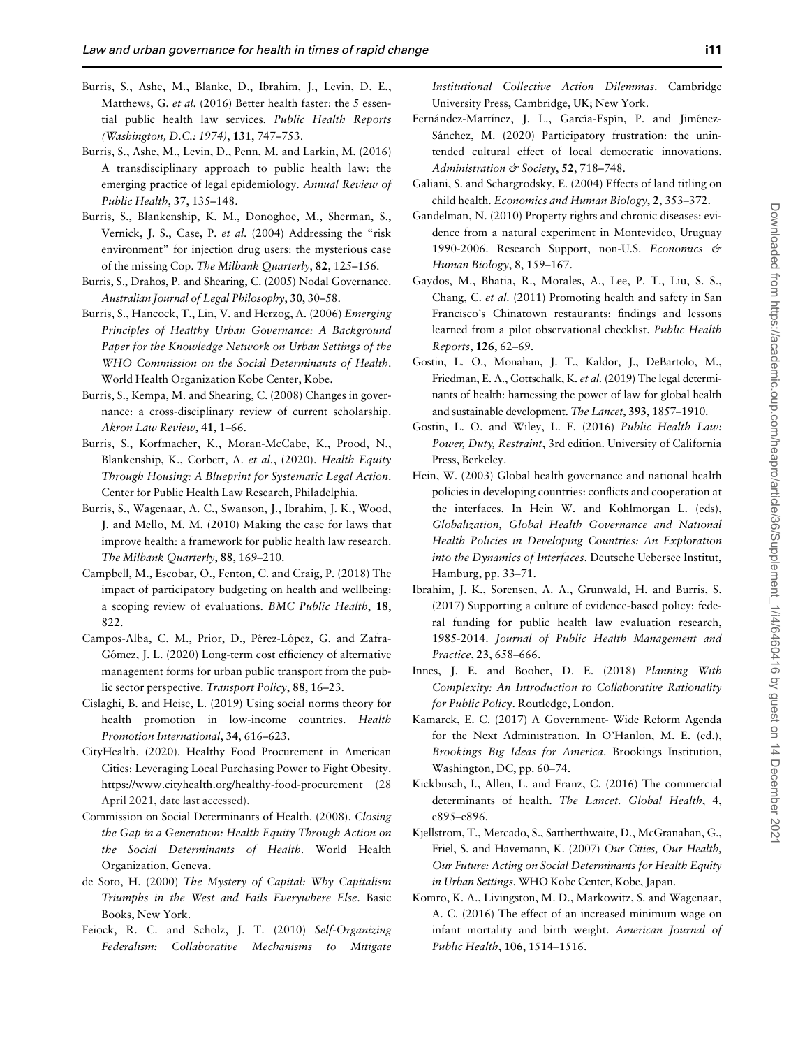Burris, S., Ashe, M., Blanke, D., Ibrahim, J., Levin, D. E., Matthews, G. *et al.* (2016) Better health faster: the 5 essential public health law services. *Public Health Reports (Washington, D.C.: 1974)*, **131**, 747–753.

Burris, S., Ashe, M., Levin, D., Penn, M. and Larkin, M. (2016) A transdisciplinary approach to public health law: the emerging practice of legal epidemiology. *Annual Review of Public Health*, **37**, 135–148.

Burris, S., Blankenship, K. M., Donoghoe, M., Sherman, S., Vernick, J. S., Case, P. *et al.* (2004) Addressing the "risk environment" for injection drug users: the mysterious case of the missing Cop. *The Milbank Quarterly*, **82**, 125–156.

Burris, S., Drahos, P. and Shearing, C. (2005) Nodal Governance. *Australian Journal of Legal Philosophy*, **30**, 30–58.

Burris, S., Hancock, T., Lin, V. and Herzog, A. (2006) *Emerging Principles of Healthy Urban Governance: A Background Paper for the Knowledge Network on Urban Settings of the WHO Commission on the Social Determinants of Health*. World Health Organization Kobe Center, Kobe.

Burris, S., Kempa, M. and Shearing, C. (2008) Changes in governance: a cross-disciplinary review of current scholarship. *Akron Law Review*, **41**, 1–66.

Burris, S., Korfmacher, K., Moran-McCabe, K., Prood, N., Blankenship, K., Corbett, A. *et al.*, (2020). *Health Equity Through Housing: A Blueprint for Systematic Legal Action*. Center for Public Health Law Research, Philadelphia.

Burris, S., Wagenaar, A. C., Swanson, J., Ibrahim, J. K., Wood, J. and Mello, M. M. (2010) Making the case for laws that improve health: a framework for public health law research. *The Milbank Quarterly*, **88**, 169–210.

Campbell, M., Escobar, O., Fenton, C. and Craig, P. (2018) The impact of participatory budgeting on health and wellbeing: a scoping review of evaluations. *BMC Public Health*, **18**, 822.

Campos-Alba, C. M., Prior, D., Pérez-López, G. and Zafra-Gómez, J. L. (2020) Long-term cost efficiency of alternative management forms for urban public transport from the public sector perspective. *Transport Policy*, **88**, 16–23.

Cislaghi, B. and Heise, L. (2019) Using social norms theory for health promotion in low-income countries. *Health Promotion International*, **34**, 616–623.

CityHealth. (2020). Healthy Food Procurement in American Cities: Leveraging Local Purchasing Power to Fight Obesity. https://www.cityhealth.org/healthy-food-procurement (28 April 2021, date last accessed).

Commission on Social Determinants of Health. (2008). *Closing the Gap in a Generation: Health Equity Through Action on the Social Determinants of Health*. World Health Organization, Geneva.

de Soto, H. (2000) *The Mystery of Capital: Why Capitalism Triumphs in the West and Fails Everywhere Else*. Basic Books, New York.

Feiock, R. C. and Scholz, J. T. (2010) *Self-Organizing Federalism: Collaborative Mechanisms to Mitigate Institutional Collective Action Dilemmas*. Cambridge University Press, Cambridge, UK; New York.

Fernández-Martínez, J. L., García-Espín, P. and Jiménez-Sánchez, M. (2020) Participatory frustration: the unintended cultural effect of local democratic innovations. *Administration & Society*, **52**, 718–748.

Galiani, S. and Schargrodsky, E. (2004) Effects of land titling on child health. *Economics and Human Biology*, **2**, 353–372.

Gandelman, N. (2010) Property rights and chronic diseases: evidence from a natural experiment in Montevideo, Uruguay 1990-2006. Research Support, non-U.S. *Economics & Human Biology*, **8**, 159–167.

Gaydos, M., Bhatia, R., Morales, A., Lee, P. T., Liu, S. S., Chang, C. *et al.* (2011) Promoting health and safety in San Francisco's Chinatown restaurants: findings and lessons learned from a pilot observational checklist. *Public Health Reports*, **126**, 62–69.

Gostin, L. O., Monahan, J. T., Kaldor, J., DeBartolo, M., Friedman, E. A., Gottschalk, K. *et al.* (2019) The legal determinants of health: harnessing the power of law for global health and sustainable development. *The Lancet*, **393**, 1857–1910.

Gostin, L. O. and Wiley, L. F. (2016) *Public Health Law: Power, Duty, Restraint*, 3rd edition. University of California Press, Berkeley.

Hein, W. (2003) Global health governance and national health policies in developing countries: conflicts and cooperation at the interfaces. In Hein W. and Kohlmorgan L. (eds), *Globalization, Global Health Governance and National Health Policies in Developing Countries: An Exploration into the Dynamics of Interfaces*. Deutsche Uebersee Institut, Hamburg, pp. 33–71.

Ibrahim, J. K., Sorensen, A. A., Grunwald, H. and Burris, S. (2017) Supporting a culture of evidence-based policy: federal funding for public health law evaluation research, 1985-2014. *Journal of Public Health Management and Practice*, **23**, 658–666.

Innes, J. E. and Booher, D. E. (2018) *Planning With Complexity: An Introduction to Collaborative Rationality for Public Policy*. Routledge, London.

Kamarck, E. C. (2017) A Government- Wide Reform Agenda for the Next Administration. In O'Hanlon, M. E. (ed.), *Brookings Big Ideas for America*. Brookings Institution, Washington, DC, pp. 60–74.

Kickbusch, I., Allen, L. and Franz, C. (2016) The commercial determinants of health. *The Lancet. Global Health*, **4**, e895–e896.

Kjellstrom, T., Mercado, S., Sattherthwaite, D., McGranahan, G., Friel, S. and Havemann, K. (2007) *Our Cities, Our Health, Our Future: Acting on Social Determinants for Health Equity in Urban Settings.* WHO Kobe Center, Kobe, Japan.

Komro, K. A., Livingston, M. D., Markowitz, S. and Wagenaar, A. C. (2016) The effect of an increased minimum wage on infant mortality and birth weight. *American Journal of Public Health*, **106**, 1514–1516.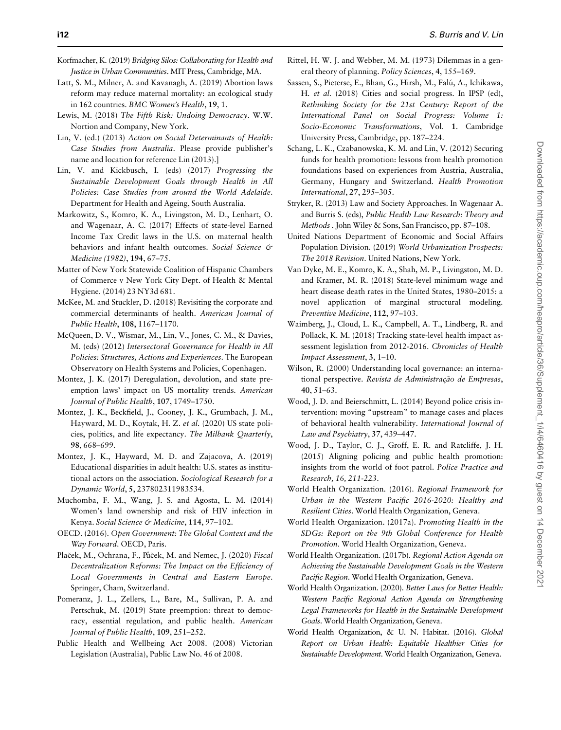Korfmacher, K. (2019) *Bridging Silos: Collaborating for Health and Justice in Urban Communities*. MIT Press, Cambridge, MA.

Latt, S. M., Milner, A. and Kavanagh, A. (2019) Abortion laws reform may reduce maternal mortality: an ecological study in 162 countries. *BMC Women's Health*, **19**, 1.

Lewis, M. (2018) *The Fifth Risk: Undoing Democracy*. W.W. Nortion and Company, New York.

Lin, V. (ed.) (2013) *Action on Social Determinants of Health: Case Studies from Australia*. Please provide publisher's name and location for reference Lin (2013).]

Lin, V. and Kickbusch, I. (eds) (2017) *Progressing the Sustainable Development Goals through Health in All Policies: Case Studies from around the World Adelaide*. Department for Health and Ageing, South Australia.

Markowitz, S., Komro, K. A., Livingston, M. D., Lenhart, O. and Wagenaar, A. C. (2017) Effects of state-level Earned Income Tax Credit laws in the U.S. on maternal health behaviors and infant health outcomes. *Social Science & Medicine (1982)*, **194**, 67–75.

Matter of New York Statewide Coalition of Hispanic Chambers of Commerce v New York City Dept. of Health & Mental Hygiene. (2014) 23 NY3d 681.

McKee, M. and Stuckler, D. (2018) Revisiting the corporate and commercial determinants of health. *American Journal of Public Health*, **108**, 1167–1170.

McQueen, D. V., Wismar, M., Lin, V., Jones, C. M., & Davies, M. (eds) (2012) *Intersectoral Governance for Health in All Policies: Structures, Actions and Experiences*. The European Observatory on Health Systems and Policies, Copenhagen.

Montez, J. K. (2017) Deregulation, devolution, and state preemption laws' impact on US mortality trends. *American Journal of Public Health*, **107**, 1749–1750.

Montez, J. K., Beckfield, J., Cooney, J. K., Grumbach, J. M., Hayward, M. D., Koytak, H. Z. *et al.* (2020) US state policies, politics, and life expectancy. *The Milbank Quarterly*, **98**, 668–699.

Montez, J. K., Hayward, M. D. and Zajacova, A. (2019) Educational disparities in adult health: U.S. states as institutional actors on the association. *Sociological Research for a Dynamic World*, **5**, 237802311983534.

Muchomba, F. M., Wang, J. S. and Agosta, L. M. (2014) Women's land ownership and risk of HIV infection in Kenya. *Social Science & Medicine*, **114**, 97–102.

OECD. (2016). *Open Government: The Global Context and the Way Forward*. OECD, Paris.

Plaček, M., Ochrana, F., Půček, M. and Nemec, J. (2020) *Fiscal Decentralization Reforms: The Impact on the Efficiency of Local Governments in Central and Eastern Europe*. Springer, Cham, Switzerland.

Pomeranz, J. L., Zellers, L., Bare, M., Sullivan, P. A. and Pertschuk, M. (2019) State preemption: threat to democracy, essential regulation, and public health. *American Journal of Public Health*, **109**, 251–252.

Public Health and Wellbeing Act 2008. (2008) Victorian Legislation (Australia), Public Law No. 46 of 2008.

Rittel, H. W. J. and Webber, M. M. (1973) Dilemmas in a general theory of planning. *Policy Sciences*, **4**, 155–169.

Sassen, S., Pieterse, E., Bhan, G., Hirsh, M., Falú, A., Ichikawa, H. *et al.* (2018) Cities and social progress. In IPSP (ed), *Rethinking Society for the 21st Century: Report of the International Panel on Social Progress: Volume 1: Socio-Economic Transformations*, Vol. **1**. Cambridge University Press, Cambridge, pp. 187–224.

Schang, L. K., Czabanowska, K. M. and Lin, V. (2012) Securing funds for health promotion: lessons from health promotion foundations based on experiences from Austria, Australia, Germany, Hungary and Switzerland. *Health Promotion International*, **27**, 295–305.

Stryker, R. (2013) Law and Society Approaches. In Wagenaar A. and Burris S. (eds), *Public Health Law Research: Theory and Methods* . John Wiley & Sons, San Francisco, pp. 87–108.

United Nations Department of Economic and Social Affairs Population Division. (2019) *World Urbanization Prospects: The 2018 Revision*. United Nations, New York.

Van Dyke, M. E., Komro, K. A., Shah, M. P., Livingston, M. D. and Kramer, M. R. (2018) State-level minimum wage and heart disease death rates in the United States, 1980–2015: a novel application of marginal structural modeling. *Preventive Medicine*, **112**, 97–103.

Waimberg, J., Cloud, L. K., Campbell, A. T., Lindberg, R. and Pollack, K. M. (2018) Tracking state-level health impact assessment legislation from 2012-2016. *Chronicles of Health Impact Assessment*, **3**, 1–10.

Wilson, R. (2000) Understanding local governance: an international perspective. *Revista de Administração de Empresas*, **40**, 51–63.

Wood, J. D. and Beierschmitt, L. (2014) Beyond police crisis intervention: moving "upstream" to manage cases and places of behavioral health vulnerability. *International Journal of Law and Psychiatry*, **37**, 439–447.

Wood, J. D., Taylor, C. J., Groff, E. R. and Ratcliffe, J. H. (2015) Aligning policing and public health promotion: insights from the world of foot patrol. *Police Practice and Research, 16, 211-223*.

World Health Organization. (2016). *Regional Framework for Urban in the Western Pacific 2016-2020: Healthy and Resilient Cities*. World Health Organization, Geneva.

World Health Organization. (2017a). *Promoting Health in the SDGs: Report on the 9th Global Conference for Health Promotion*. World Health Organization, Geneva.

World Health Organization. (2017b). *Regional Action Agenda on Achieving the Sustainable Development Goals in the Western Pacific Region*. World Health Organization, Geneva.

World Health Organization. (2020). *Better Laws for Better Health: Western Pacific Regional Action Agenda on Strengthening Legal Frameworks for Health in the Sustainable Development Goals*. World Health Organization, Geneva.

World Health Organization, & U. N. Habitat. (2016). *Global Report on Urban Health: Equitable Healthier Cities for Sustainable Development*. World Health Organization, Geneva.